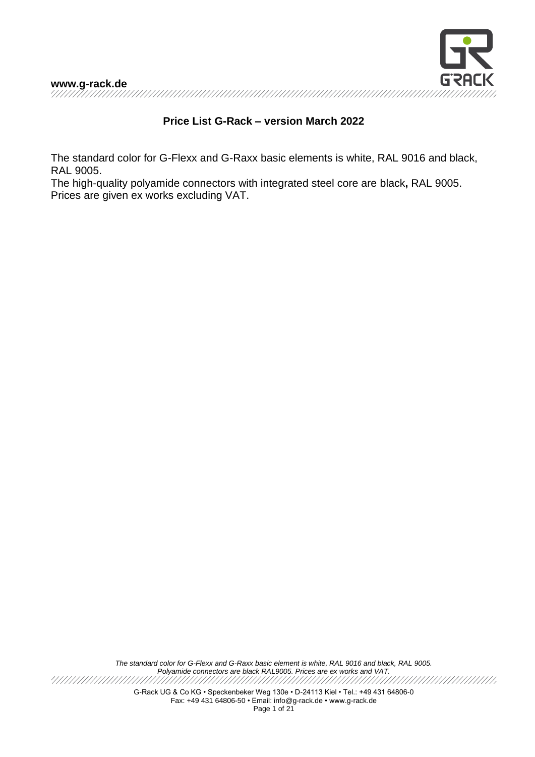## Price List G-Rack – version March 2022

The standard color for G-Flexx and G-Raxx basic elements is white, RAL 9016 and black, RAL 9005.

The high-quality polyamide connectors with integrated steel core are black**,** RAL 9005.

Prices are given ex works excluding VAT.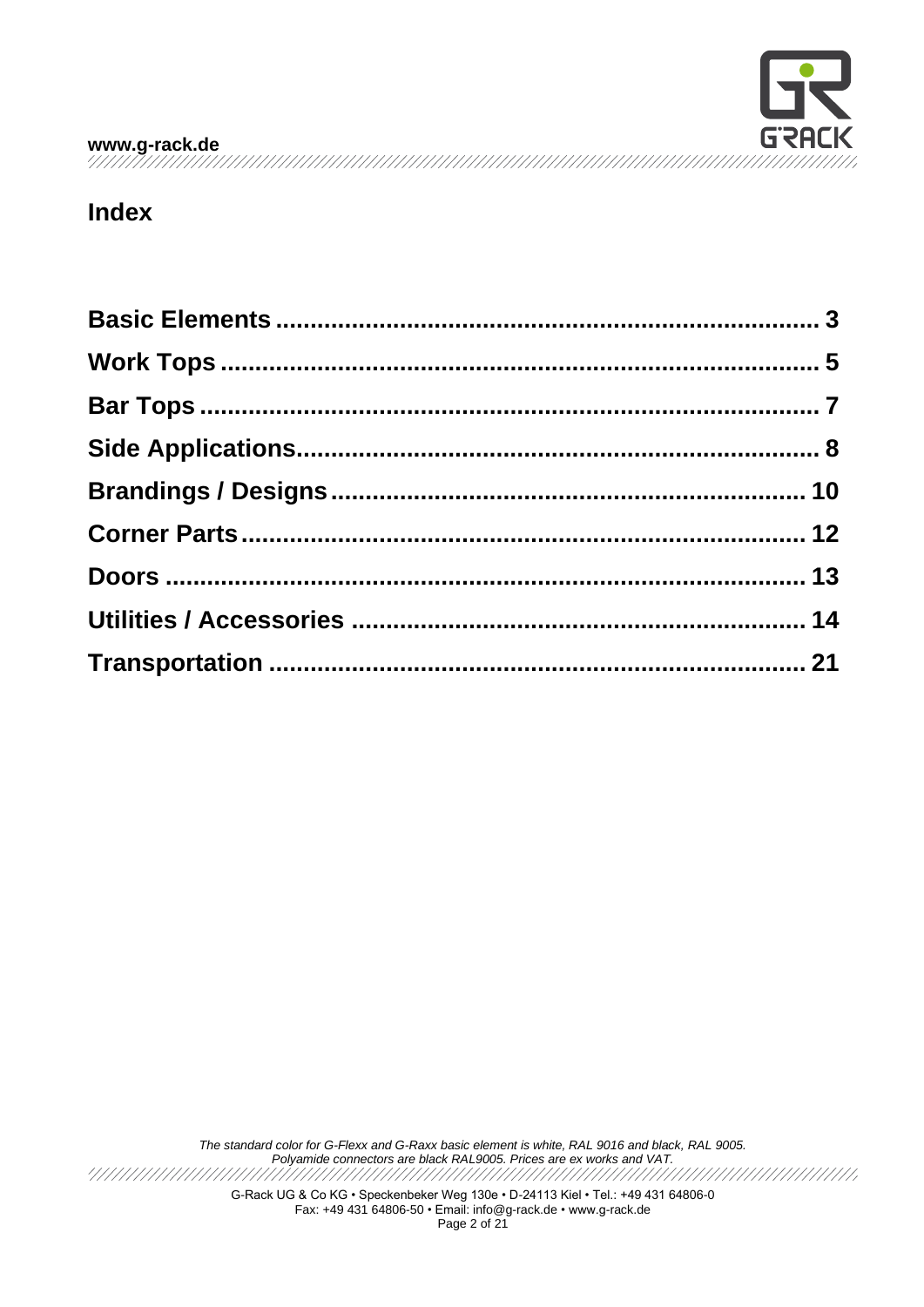# Index

| | |
|---|---|
| **Basic Elements** | **3** |
| **Work Tops** | **5** |
| **Bar Tops** | **7** |
| **Side Applications** | **8** |
| **Brandings / Designs** | **10** |
| **Corner Parts** | **12** |
| **Doors** | **13** |
| **Utilities / Accessories** | **14** |
| **Transportation** | **21** |

*The standard color for G-Flexx and G-Raxx basic element is white, RAL 9016 and black, RAL 9005. Polyamide connectors are black RAL9005. Prices are ex works and VAT.*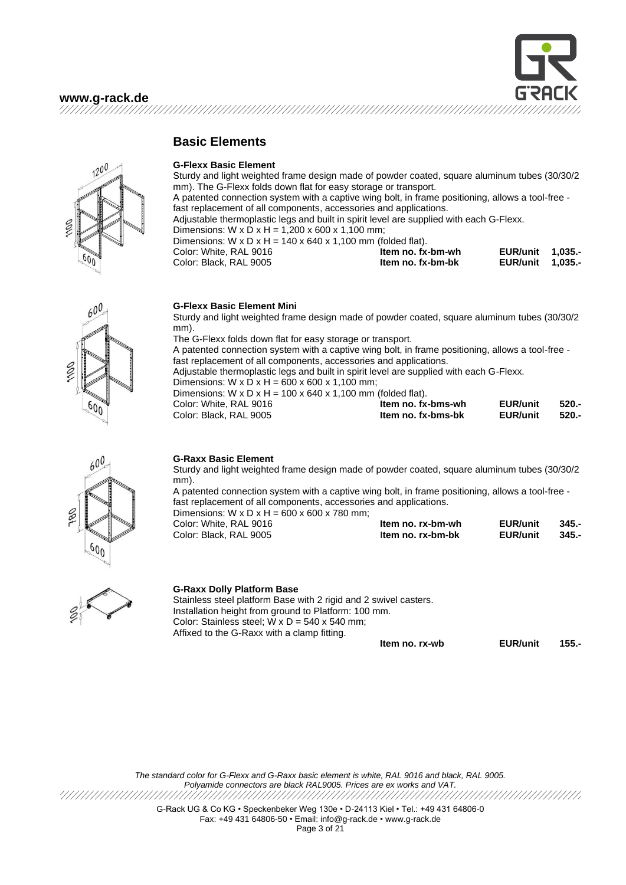## Basic Elements

### G-Flexx Basic Element

Sturdy and light weighted frame design made of powder coated, square aluminum tubes (30/30/2 mm). The G-Flexx folds down flat for easy storage or transport.
A patented connection system with a captive wing bolt, in frame positioning, allows a tool-free - fast replacement of all components, accessories and applications.
Adjustable thermoplastic legs and built in spirit level are supplied with each G-Flexx.
Dimensions: W x D x H = 1,200 x 600 x 1,100 mm;
Dimensions: W x D x H = 140 x 640 x 1,100 mm (folded flat).

| | | | |
|---|---|---|---|
| Color: White, RAL 9016 | **Item no. fx-bm-wh** | **EUR/unit** | **1,035.-** |
| Color: Black, RAL 9005 | **Item no. fx-bm-bk** | **EUR/unit** | **1,035.-** |

### G-Flexx Basic Element Mini

Sturdy and light weighted frame design made of powder coated, square aluminum tubes (30/30/2 mm).
The G-Flexx folds down flat for easy storage or transport.
A patented connection system with a captive wing bolt, in frame positioning, allows a tool-free - fast replacement of all components, accessories and applications.
Adjustable thermoplastic legs and built in spirit level are supplied with each G-Flexx.
Dimensions: W x D x H = 600 x 600 x 1,100 mm;
Dimensions: W x D x H = 100 x 640 x 1,100 mm (folded flat).

| | | | |
|---|---|---|---|
| Color: White, RAL 9016 | **Item no. fx-bms-wh** | **EUR/unit** | **520.-** |
| Color: Black, RAL 9005 | **Item no. fx-bms-bk** | **EUR/unit** | **520.-** |

### G-Raxx Basic Element

Sturdy and light weighted frame design made of powder coated, square aluminum tubes (30/30/2 mm).
A patented connection system with a captive wing bolt, in frame positioning, allows a tool-free - fast replacement of all components, accessories and applications.
Dimensions: W x D x H = 600 x 600 x 780 mm;

| | | | |
|---|---|---|---|
| Color: White, RAL 9016 | **Item no. rx-bm-wh** | **EUR/unit** | **345.-** |
| Color: Black, RAL 9005 | **Item no. rx-bm-bk** | **EUR/unit** | **345.-** |

### G-Raxx Dolly Platform Base

Stainless steel platform Base with 2 rigid and 2 swivel casters.
Installation height from ground to Platform: 100 mm.
Color: Stainless steel; W x D = 540 x 540 mm;
Affixed to the G-Raxx with a clamp fitting.

| | | |
|---|---|---|
| **Item no. rx-wb** | **EUR/unit** | **155.-** |

*The standard color for G-Flexx and G-Raxx basic element is white, RAL 9016 and black, RAL 9005. Polyamide connectors are black RAL9005. Prices are ex works and VAT.*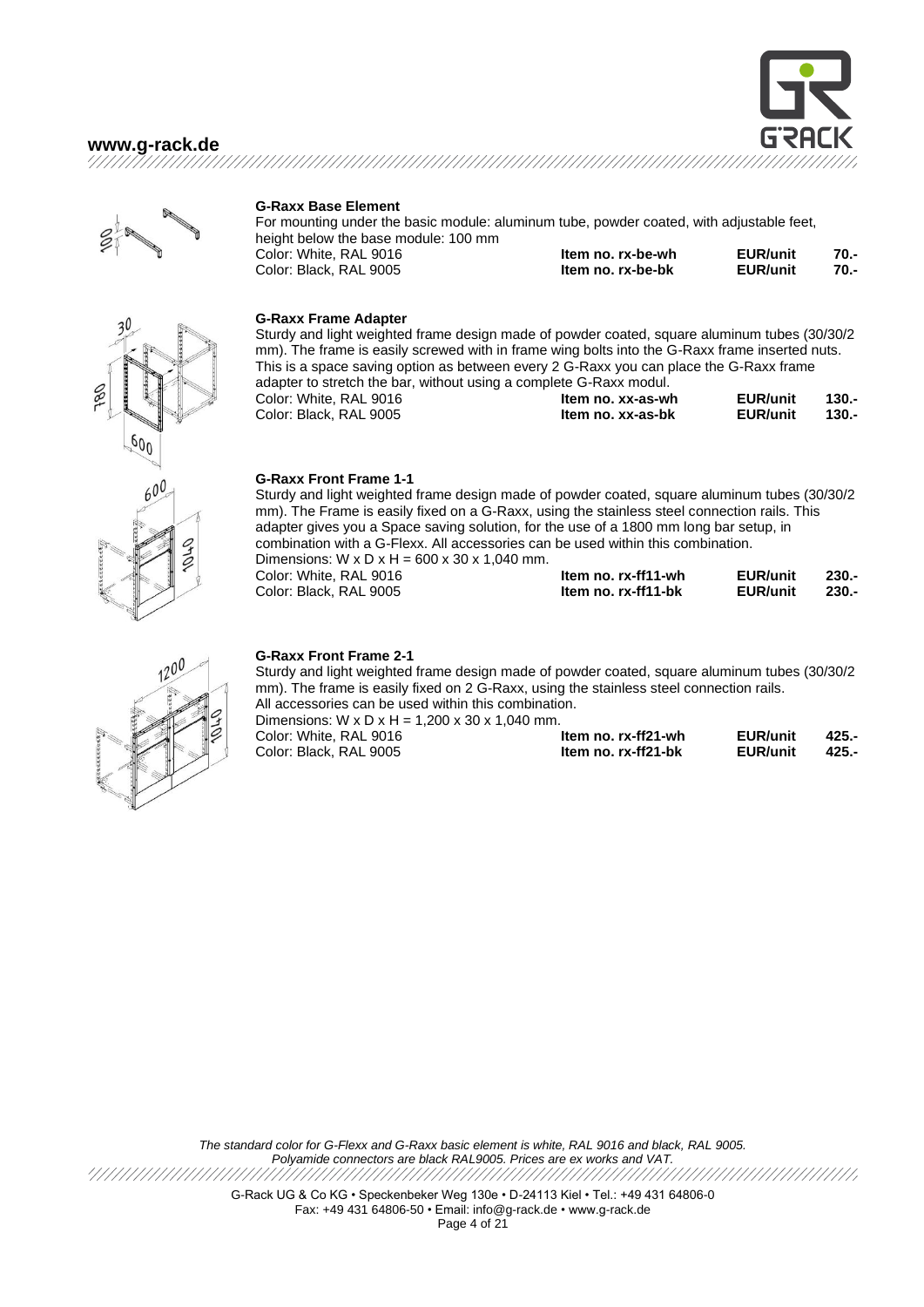### G-Raxx Base Element

For mounting under the basic module: aluminum tube, powder coated, with adjustable feet, height below the base module: 100 mm

| | | | |
|---|---|---|---|
| Color: White, RAL 9016 | **Item no. rx-be-wh** | **EUR/unit** | **70.-** |
| Color: Black, RAL 9005 | **Item no. rx-be-bk** | **EUR/unit** | **70.-** |

### G-Raxx Frame Adapter

Sturdy and light weighted frame design made of powder coated, square aluminum tubes (30/30/2 mm). The frame is easily screwed with in frame wing bolts into the G-Raxx frame inserted nuts. This is a space saving option as between every 2 G-Raxx you can place the G-Raxx frame adapter to stretch the bar, without using a complete G-Raxx modul.

| | | | |
|---|---|---|---|
| Color: White, RAL 9016 | **Item no. xx-as-wh** | **EUR/unit** | **130.-** |
| Color: Black, RAL 9005 | **Item no. xx-as-bk** | **EUR/unit** | **130.-** |

### G-Raxx Front Frame 1-1

Sturdy and light weighted frame design made of powder coated, square aluminum tubes (30/30/2 mm). The Frame is easily fixed on a G-Raxx, using the stainless steel connection rails. This adapter gives you a Space saving solution, for the use of a 1800 mm long bar setup, in combination with a G-Flexx. All accessories can be used within this combination.

Dimensions: W x D x H = 600 x 30 x 1,040 mm.

| | | | |
|---|---|---|---|
| Color: White, RAL 9016 | **Item no. rx-ff11-wh** | **EUR/unit** | **230.-** |
| Color: Black, RAL 9005 | **Item no. rx-ff11-bk** | **EUR/unit** | **230.-** |

### G-Raxx Front Frame 2-1

Sturdy and light weighted frame design made of powder coated, square aluminum tubes (30/30/2 mm). The frame is easily fixed on 2 G-Raxx, using the stainless steel connection rails. All accessories can be used within this combination.

Dimensions: W x D x H = 1,200 x 30 x 1,040 mm.

| | | | |
|---|---|---|---|
| Color: White, RAL 9016 | **Item no. rx-ff21-wh** | **EUR/unit** | **425.-** |
| Color: Black, RAL 9005 | **Item no. rx-ff21-bk** | **EUR/unit** | **425.-** |

*The standard color for G-Flexx and G-Raxx basic element is white, RAL 9016 and black, RAL 9005. Polyamide connectors are black RAL9005. Prices are ex works and VAT.*

G-Rack UG & Co KG • Speckenbeker Weg 130e • D-24113 Kiel • Tel.: +49 431 64806-0
Fax: +49 431 64806-50 • Email: info@g-rack.de • www.g-rack.de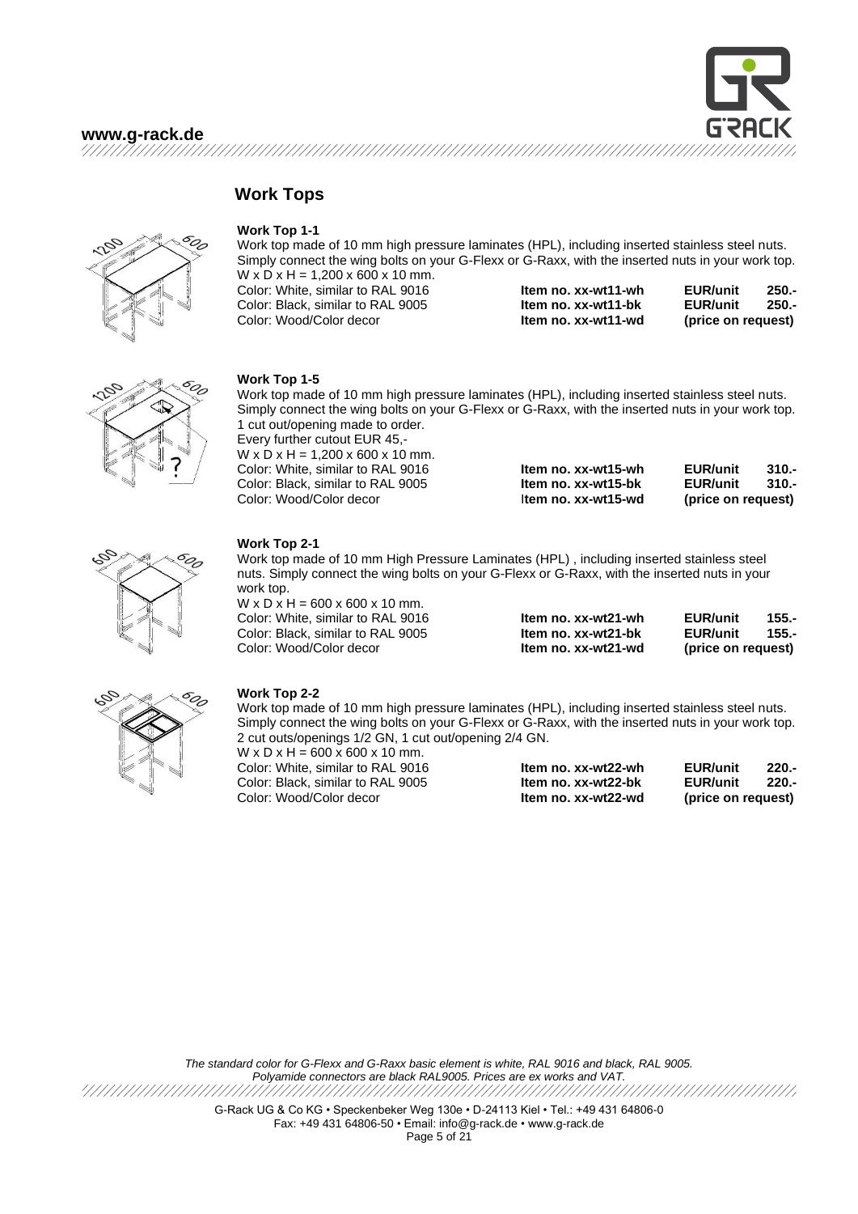## Work Tops

### Work Top 1-1

Work top made of 10 mm high pressure laminates (HPL), including inserted stainless steel nuts. Simply connect the wing bolts on your G-Flexx or G-Raxx, with the inserted nuts in your work top.
W x D x H = 1,200 x 600 x 10 mm.

| | | |
|---|---|---|
| Color: White, similar to RAL 9016 | **Item no. xx-wt11-wh** | **EUR/unit 250.-** |
| Color: Black, similar to RAL 9005 | **Item no. xx-wt11-bk** | **EUR/unit 250.-** |
| Color: Wood/Color decor | **Item no. xx-wt11-wd** | **(price on request)** |

### Work Top 1-5

Work top made of 10 mm high pressure laminates (HPL), including inserted stainless steel nuts. Simply connect the wing bolts on your G-Flexx or G-Raxx, with the inserted nuts in your work top.
1 cut out/opening made to order.
Every further cutout EUR 45,-
W x D x H = 1,200 x 600 x 10 mm.

| | | |
|---|---|---|
| Color: White, similar to RAL 9016 | **Item no. xx-wt15-wh** | **EUR/unit 310.-** |
| Color: Black, similar to RAL 9005 | **Item no. xx-wt15-bk** | **EUR/unit 310.-** |
| Color: Wood/Color decor | **Item no. xx-wt15-wd** | **(price on request)** |

### Work Top 2-1

Work top made of 10 mm High Pressure Laminates (HPL) , including inserted stainless steel nuts. Simply connect the wing bolts on your G-Flexx or G-Raxx, with the inserted nuts in your work top.
W x D x H = 600 x 600 x 10 mm.

| | | |
|---|---|---|
| Color: White, similar to RAL 9016 | **Item no. xx-wt21-wh** | **EUR/unit 155.-** |
| Color: Black, similar to RAL 9005 | **Item no. xx-wt21-bk** | **EUR/unit 155.-** |
| Color: Wood/Color decor | **Item no. xx-wt21-wd** | **(price on request)** |

### Work Top 2-2

Work top made of 10 mm high pressure laminates (HPL), including inserted stainless steel nuts. Simply connect the wing bolts on your G-Flexx or G-Raxx, with the inserted nuts in your work top.
2 cut outs/openings 1/2 GN, 1 cut out/opening 2/4 GN.
W x D x H = 600 x 600 x 10 mm.

| | | |
|---|---|---|
| Color: White, similar to RAL 9016 | **Item no. xx-wt22-wh** | **EUR/unit 220.-** |
| Color: Black, similar to RAL 9005 | **Item no. xx-wt22-bk** | **EUR/unit 220.-** |
| Color: Wood/Color decor | **Item no. xx-wt22-wd** | **(price on request)** |

*The standard color for G-Flexx and G-Raxx basic element is white, RAL 9016 and black, RAL 9005. Polyamide connectors are black RAL9005. Prices are ex works and VAT.*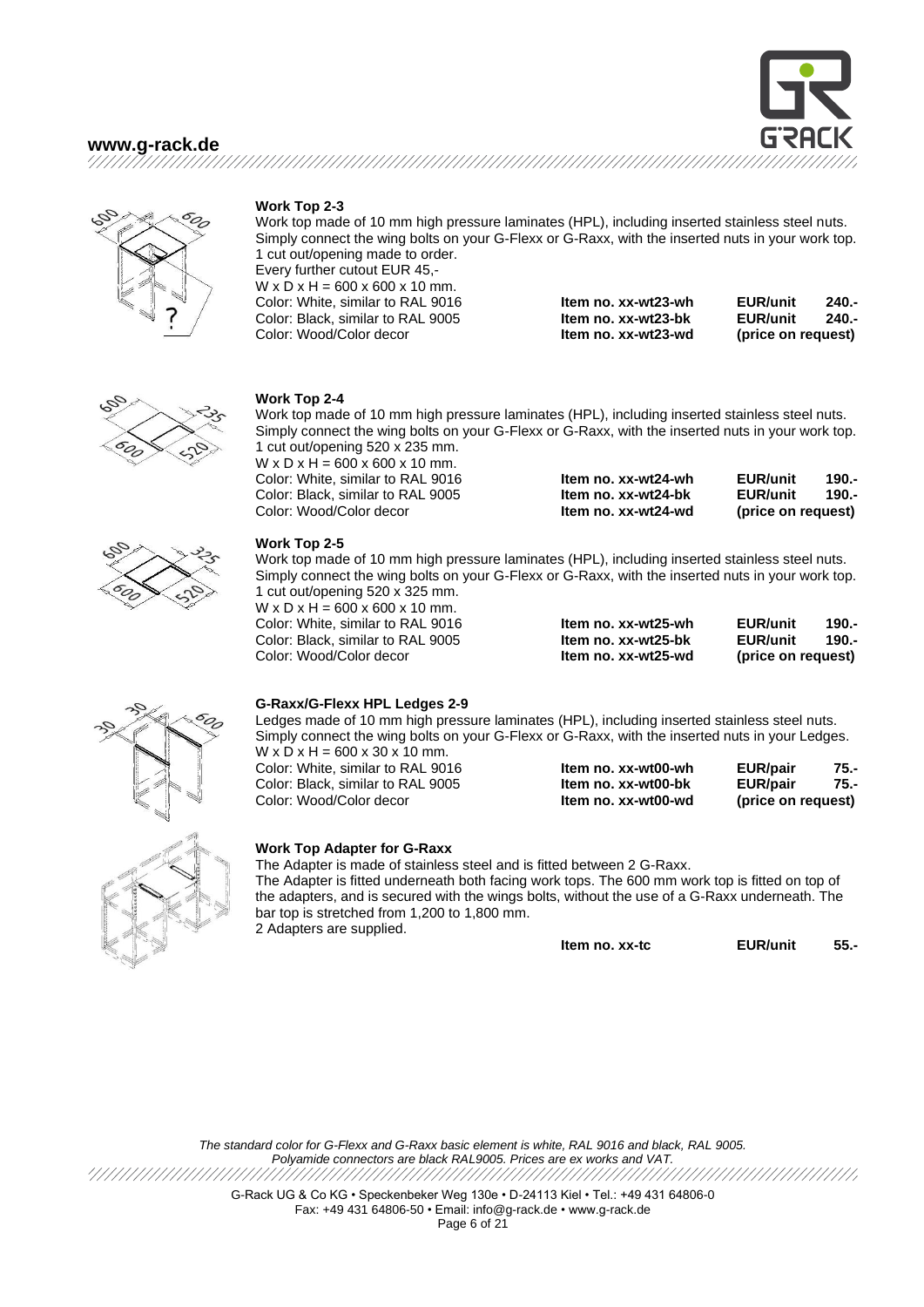### Work Top 2-3

Work top made of 10 mm high pressure laminates (HPL), including inserted stainless steel nuts. Simply connect the wing bolts on your G-Flexx or G-Raxx, with the inserted nuts in your work top.
1 cut out/opening made to order.
Every further cutout EUR 45,-
W x D x H = 600 x 600 x 10 mm.

| | | | |
|---|---|---|---|
| Color: White, similar to RAL 9016 | **Item no. xx-wt23-wh** | **EUR/unit** | **240.-** |
| Color: Black, similar to RAL 9005 | **Item no. xx-wt23-bk** | **EUR/unit** | **240.-** |
| Color: Wood/Color decor | **Item no. xx-wt23-wd** | **(price on request)** | |

### Work Top 2-4

Work top made of 10 mm high pressure laminates (HPL), including inserted stainless steel nuts. Simply connect the wing bolts on your G-Flexx or G-Raxx, with the inserted nuts in your work top.
1 cut out/opening 520 x 235 mm.
W x D x H = 600 x 600 x 10 mm.

| | | | |
|---|---|---|---|
| Color: White, similar to RAL 9016 | **Item no. xx-wt24-wh** | **EUR/unit** | **190.-** |
| Color: Black, similar to RAL 9005 | **Item no. xx-wt24-bk** | **EUR/unit** | **190.-** |
| Color: Wood/Color decor | **Item no. xx-wt24-wd** | **(price on request)** | |

### Work Top 2-5

Work top made of 10 mm high pressure laminates (HPL), including inserted stainless steel nuts. Simply connect the wing bolts on your G-Flexx or G-Raxx, with the inserted nuts in your work top.
1 cut out/opening 520 x 325 mm.
W x D x H = 600 x 600 x 10 mm.

| | | | |
|---|---|---|---|
| Color: White, similar to RAL 9016 | **Item no. xx-wt25-wh** | **EUR/unit** | **190.-** |
| Color: Black, similar to RAL 9005 | **Item no. xx-wt25-bk** | **EUR/unit** | **190.-** |
| Color: Wood/Color decor | **Item no. xx-wt25-wd** | **(price on request)** | |

### G-Raxx/G-Flexx HPL Ledges 2-9

Ledges made of 10 mm high pressure laminates (HPL), including inserted stainless steel nuts. Simply connect the wing bolts on your G-Flexx or G-Raxx, with the inserted nuts in your Ledges.
W x D x H = 600 x 30 x 10 mm.

| | | | |
|---|---|---|---|
| Color: White, similar to RAL 9016 | **Item no. xx-wt00-wh** | **EUR/pair** | **75.-** |
| Color: Black, similar to RAL 9005 | **Item no. xx-wt00-bk** | **EUR/pair** | **75.-** |
| Color: Wood/Color decor | **Item no. xx-wt00-wd** | **(price on request)** | |

### Work Top Adapter for G-Raxx

The Adapter is made of stainless steel and is fitted between 2 G-Raxx.
The Adapter is fitted underneath both facing work tops. The 600 mm work top is fitted on top of the adapters, and is secured with the wings bolts, without the use of a G-Raxx underneath. The bar top is stretched from 1,200 to 1,800 mm.
2 Adapters are supplied.

**Item no. xx-tc** **EUR/unit** **55.-**

*The standard color for G-Flexx and G-Raxx basic element is white, RAL 9016 and black, RAL 9005. Polyamide connectors are black RAL9005. Prices are ex works and VAT.*

G-Rack UG & Co KG • Speckenbeker Weg 130e • D-24113 Kiel • Tel.: +49 431 64806-0
Fax: +49 431 64806-50 • Email: info@g-rack.de • www.g-rack.de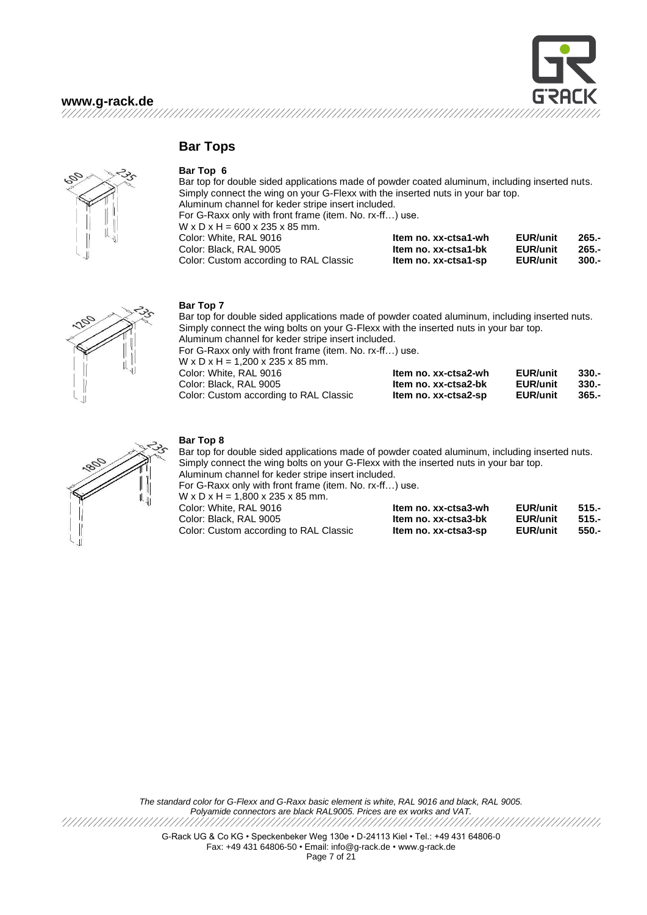## Bar Tops

### Bar Top 6

Bar top for double sided applications made of powder coated aluminum, including inserted nuts.
Simply connect the wing on your G-Flexx with the inserted nuts in your bar top.
Aluminum channel for keder stripe insert included.
For G-Raxx only with front frame (item. No. rx-ff…) use.
W x D x H = 600 x 235 x 85 mm.

| | | | |
|---|---|---|---|
| Color: White, RAL 9016 | **Item no. xx-ctsa1-wh** | **EUR/unit** | **265.-** |
| Color: Black, RAL 9005 | **Item no. xx-ctsa1-bk** | **EUR/unit** | **265.-** |
| Color: Custom according to RAL Classic | **Item no. xx-ctsa1-sp** | **EUR/unit** | **300.-** |

### Bar Top 7

Bar top for double sided applications made of powder coated aluminum, including inserted nuts.
Simply connect the wing bolts on your G-Flexx with the inserted nuts in your bar top.
Aluminum channel for keder stripe insert included.
For G-Raxx only with front frame (item. No. rx-ff…) use.
W x D x H = 1,200 x 235 x 85 mm.

| | | | |
|---|---|---|---|
| Color: White, RAL 9016 | **Item no. xx-ctsa2-wh** | **EUR/unit** | **330.-** |
| Color: Black, RAL 9005 | **Item no. xx-ctsa2-bk** | **EUR/unit** | **330.-** |
| Color: Custom according to RAL Classic | **Item no. xx-ctsa2-sp** | **EUR/unit** | **365.-** |

### Bar Top 8

Bar top for double sided applications made of powder coated aluminum, including inserted nuts.
Simply connect the wing bolts on your G-Flexx with the inserted nuts in your bar top.
Aluminum channel for keder stripe insert included.
For G-Raxx only with front frame (item. No. rx-ff…) use.
W x D x H = 1,800 x 235 x 85 mm.

| | | | |
|---|---|---|---|
| Color: White, RAL 9016 | **Item no. xx-ctsa3-wh** | **EUR/unit** | **515.-** |
| Color: Black, RAL 9005 | **Item no. xx-ctsa3-bk** | **EUR/unit** | **515.-** |
| Color: Custom according to RAL Classic | **Item no. xx-ctsa3-sp** | **EUR/unit** | **550.-** |

*The standard color for G-Flexx and G-Raxx basic element is white, RAL 9016 and black, RAL 9005.*
*Polyamide connectors are black RAL9005. Prices are ex works and VAT.*

G-Rack UG & Co KG • Speckenbeker Weg 130e • D-24113 Kiel • Tel.: +49 431 64806-0
Fax: +49 431 64806-50 • Email: info@g-rack.de • www.g-rack.de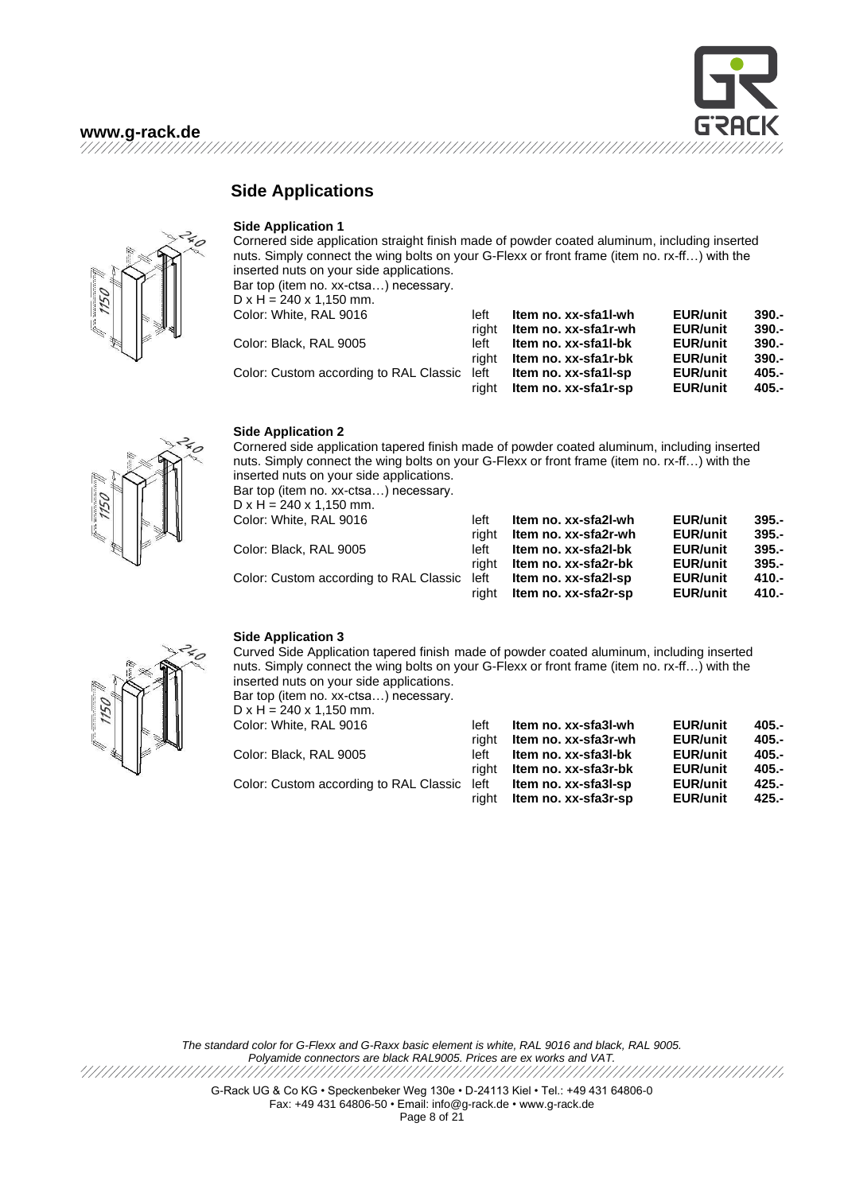## Side Applications

### Side Application 1

Cornered side application straight finish made of powder coated aluminum, including inserted nuts. Simply connect the wing bolts on your G-Flexx or front frame (item no. rx-ff…) with the inserted nuts on your side applications.
Bar top (item no. xx-ctsa…) necessary.
D x H = 240 x 1,150 mm.

| | | | | |
|---|---|---|---|---|
| Color: White, RAL 9016 | left | **Item no. xx-sfa1l-wh** | **EUR/unit** | **390.-** |
| | right | **Item no. xx-sfa1r-wh** | **EUR/unit** | **390.-** |
| Color: Black, RAL 9005 | left | **Item no. xx-sfa1l-bk** | **EUR/unit** | **390.-** |
| | right | **Item no. xx-sfa1r-bk** | **EUR/unit** | **390.-** |
| Color: Custom according to RAL Classic | left | **Item no. xx-sfa1l-sp** | **EUR/unit** | **405.-** |
| | right | **Item no. xx-sfa1r-sp** | **EUR/unit** | **405.-** |

### Side Application 2

Cornered side application tapered finish made of powder coated aluminum, including inserted nuts. Simply connect the wing bolts on your G-Flexx or front frame (item no. rx-ff…) with the inserted nuts on your side applications.
Bar top (item no. xx-ctsa…) necessary.
D x H = 240 x 1,150 mm.

| | | | | |
|---|---|---|---|---|
| Color: White, RAL 9016 | left | **Item no. xx-sfa2l-wh** | **EUR/unit** | **395.-** |
| | right | **Item no. xx-sfa2r-wh** | **EUR/unit** | **395.-** |
| Color: Black, RAL 9005 | left | **Item no. xx-sfa2l-bk** | **EUR/unit** | **395.-** |
| | right | **Item no. xx-sfa2r-bk** | **EUR/unit** | **395.-** |
| Color: Custom according to RAL Classic | left | **Item no. xx-sfa2l-sp** | **EUR/unit** | **410.-** |
| | right | **Item no. xx-sfa2r-sp** | **EUR/unit** | **410.-** |

### Side Application 3

Curved Side Application tapered finish made of powder coated aluminum, including inserted nuts. Simply connect the wing bolts on your G-Flexx or front frame (item no. rx-ff…) with the inserted nuts on your side applications.
Bar top (item no. xx-ctsa…) necessary.
D x H = 240 x 1,150 mm.

| | | | | |
|---|---|---|---|---|
| Color: White, RAL 9016 | left | **Item no. xx-sfa3l-wh** | **EUR/unit** | **405.-** |
| | right | **Item no. xx-sfa3r-wh** | **EUR/unit** | **405.-** |
| Color: Black, RAL 9005 | left | **Item no. xx-sfa3l-bk** | **EUR/unit** | **405.-** |
| | right | **Item no. xx-sfa3r-bk** | **EUR/unit** | **405.-** |
| Color: Custom according to RAL Classic | left | **Item no. xx-sfa3l-sp** | **EUR/unit** | **425.-** |
| | right | **Item no. xx-sfa3r-sp** | **EUR/unit** | **425.-** |

*The standard color for G-Flexx and G-Raxx basic element is white, RAL 9016 and black, RAL 9005. Polyamide connectors are black RAL9005. Prices are ex works and VAT.*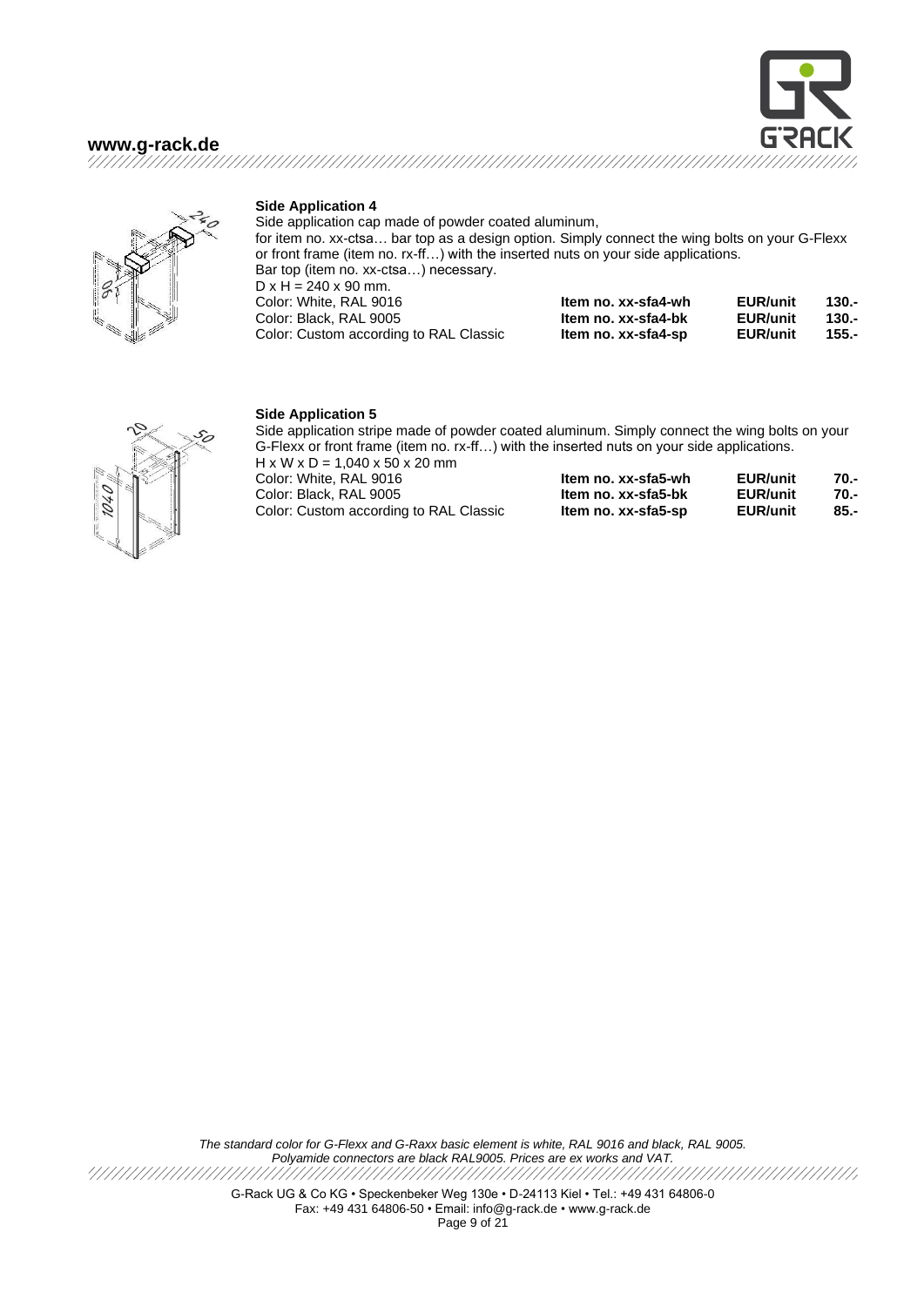### Side Application 4

Side application cap made of powder coated aluminum,
for item no. xx-ctsa… bar top as a design option. Simply connect the wing bolts on your G-Flexx or front frame (item no. rx-ff…) with the inserted nuts on your side applications.
Bar top (item no. xx-ctsa…) necessary.
D x H = 240 x 90 mm.

| | | | |
|---|---|---|---|
| Color: White, RAL 9016 | **Item no. xx-sfa4-wh** | **EUR/unit** | **130.-** |
| Color: Black, RAL 9005 | **Item no. xx-sfa4-bk** | **EUR/unit** | **130.-** |
| Color: Custom according to RAL Classic | **Item no. xx-sfa4-sp** | **EUR/unit** | **155.-** |

### Side Application 5

Side application stripe made of powder coated aluminum. Simply connect the wing bolts on your G-Flexx or front frame (item no. rx-ff…) with the inserted nuts on your side applications.
H x W x D = 1,040 x 50 x 20 mm

| | | | |
|---|---|---|---|
| Color: White, RAL 9016 | **Item no. xx-sfa5-wh** | **EUR/unit** | **70.-** |
| Color: Black, RAL 9005 | **Item no. xx-sfa5-bk** | **EUR/unit** | **70.-** |
| Color: Custom according to RAL Classic | **Item no. xx-sfa5-sp** | **EUR/unit** | **85.-** |

*The standard color for G-Flexx and G-Raxx basic element is white, RAL 9016 and black, RAL 9005. Polyamide connectors are black RAL9005. Prices are ex works and VAT.*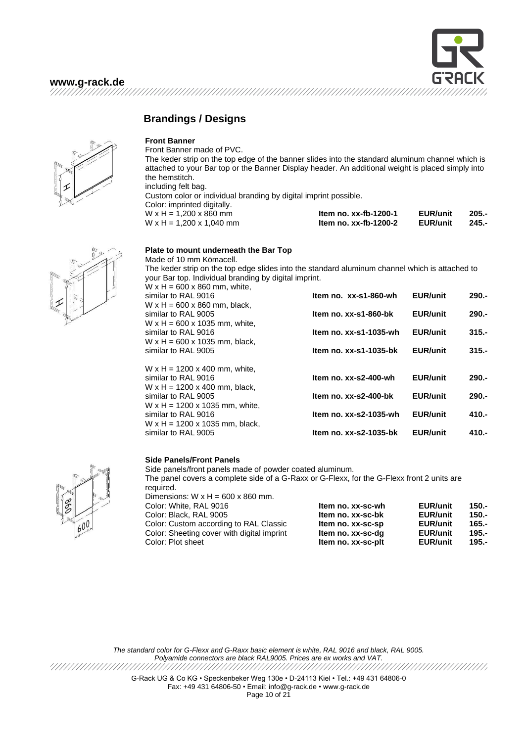## Brandings / Designs

### Front Banner

Front Banner made of PVC.
The keder strip on the top edge of the banner slides into the standard aluminum channel which is attached to your Bar top or the Banner Display header. An additional weight is placed simply into the hemstitch.
including felt bag.
Custom color or individual branding by digital imprint possible.
Color: imprinted digitally.

| | | | |
|---|---|---|---|
| W x H = 1,200 x 860 mm | **Item no. xx-fb-1200-1** | **EUR/unit** | **205.-** |
| W x H = 1,200 x 1,040 mm | **Item no. xx-fb-1200-2** | **EUR/unit** | **245.-** |

### Plate to mount underneath the Bar Top

Made of 10 mm Kömacell.
The keder strip on the top edge slides into the standard aluminum channel which is attached to your Bar top. Individual branding by digital imprint.

| | | | |
|---|---|---|---|
| W x H = 600 x 860 mm, white, similar to RAL 9016 | **Item no. xx-s1-860-wh** | **EUR/unit** | **290.-** |
| W x H = 600 x 860 mm, black, similar to RAL 9005 | **Item no. xx-s1-860-bk** | **EUR/unit** | **290.-** |
| W x H = 600 x 1035 mm, white, similar to RAL 9016 | **Item no. xx-s1-1035-wh** | **EUR/unit** | **315.-** |
| W x H = 600 x 1035 mm, black, similar to RAL 9005 | **Item no. xx-s1-1035-bk** | **EUR/unit** | **315.-** |
| W x H = 1200 x 400 mm, white, similar to RAL 9016 | **Item no. xx-s2-400-wh** | **EUR/unit** | **290.-** |
| W x H = 1200 x 400 mm, black, similar to RAL 9005 | **Item no. xx-s2-400-bk** | **EUR/unit** | **290.-** |
| W x H = 1200 x 1035 mm, white, similar to RAL 9016 | **Item no. xx-s2-1035-wh** | **EUR/unit** | **410.-** |
| W x H = 1200 x 1035 mm, black, similar to RAL 9005 | **Item no. xx-s2-1035-bk** | **EUR/unit** | **410.-** |

### Side Panels/Front Panels

Side panels/front panels made of powder coated aluminum.
The panel covers a complete side of a G-Raxx or G-Flexx, for the G-Flexx front 2 units are required.
Dimensions: W x H = 600 x 860 mm.

| | | | |
|---|---|---|---|
| Color: White, RAL 9016 | **Item no. xx-sc-wh** | **EUR/unit** | **150.-** |
| Color: Black, RAL 9005 | **Item no. xx-sc-bk** | **EUR/unit** | **150.-** |
| Color: Custom according to RAL Classic | **Item no. xx-sc-sp** | **EUR/unit** | **165.-** |
| Color: Sheeting cover with digital imprint | **Item no. xx-sc-dg** | **EUR/unit** | **195.-** |
| Color: Plot sheet | **Item no. xx-sc-plt** | **EUR/unit** | **195.-** |

*The standard color for G-Flexx and G-Raxx basic element is white, RAL 9016 and black, RAL 9005. Polyamide connectors are black RAL9005. Prices are ex works and VAT.*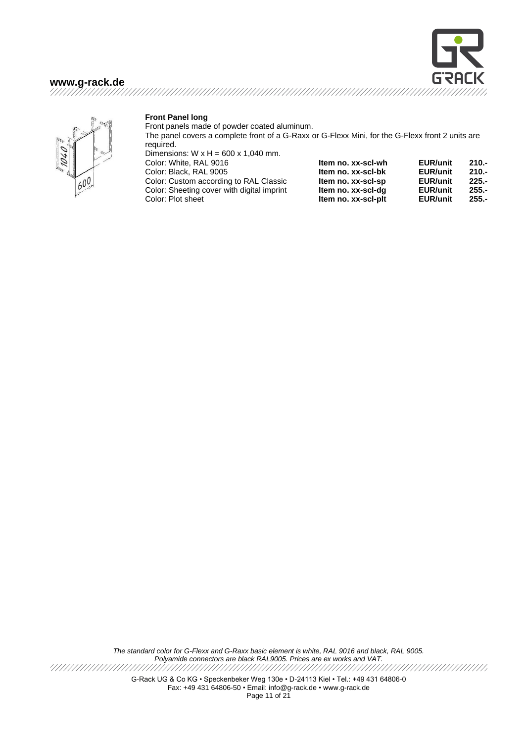**Front Panel long**

Front panels made of powder coated aluminum.
The panel covers a complete front of a G-Raxx or G-Flexx Mini, for the G-Flexx front 2 units are required.
Dimensions: W x H = 600 x 1,040 mm.

| | | | |
|---|---|---|---|
| Color: White, RAL 9016 | **Item no. xx-scl-wh** | **EUR/unit** | **210.-** |
| Color: Black, RAL 9005 | **Item no. xx-scl-bk** | **EUR/unit** | **210.-** |
| Color: Custom according to RAL Classic | **Item no. xx-scl-sp** | **EUR/unit** | **225.-** |
| Color: Sheeting cover with digital imprint | **Item no. xx-scl-dg** | **EUR/unit** | **255.-** |
| Color: Plot sheet | **Item no. xx-scl-plt** | **EUR/unit** | **255.-** |

*The standard color for G-Flexx and G-Raxx basic element is white, RAL 9016 and black, RAL 9005. Polyamide connectors are black RAL9005. Prices are ex works and VAT.*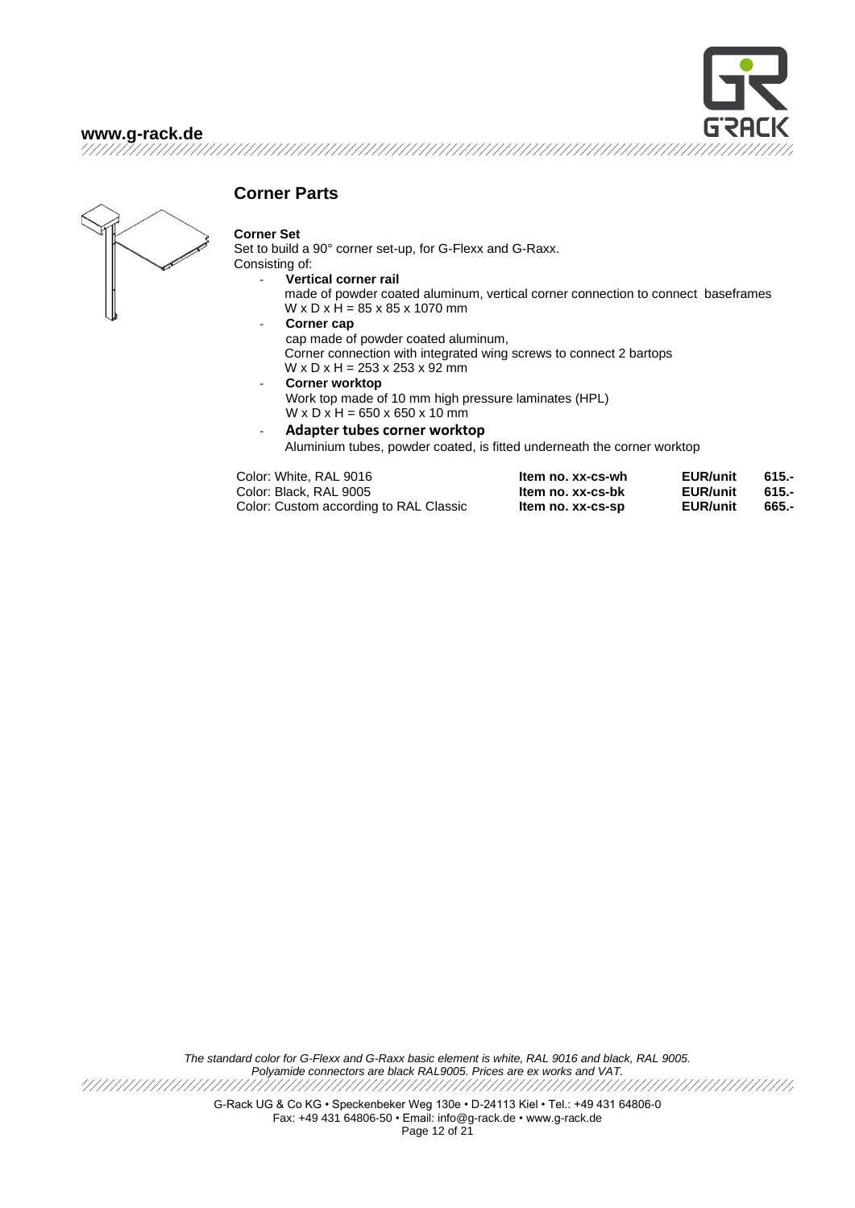## Corner Parts

**Corner Set**
Set to build a 90° corner set-up, for G-Flexx and G-Raxx.
Consisting of:

- **Vertical corner rail**
  made of powder coated aluminum, vertical corner connection to connect baseframes
  W x D x H = 85 x 85 x 1070 mm
- **Corner cap**
  cap made of powder coated aluminum,
  Corner connection with integrated wing screws to connect 2 bartops
  W x D x H = 253 x 253 x 92 mm
- **Corner worktop**
  Work top made of 10 mm high pressure laminates (HPL)
  W x D x H = 650 x 650 x 10 mm
- **Adapter tubes corner worktop**
  Aluminium tubes, powder coated, is fitted underneath the corner worktop

| | | | |
|---|---|---|---|
| Color: White, RAL 9016 | **Item no. xx-cs-wh** | **EUR/unit** | **615.-** |
| Color: Black, RAL 9005 | **Item no. xx-cs-bk** | **EUR/unit** | **615.-** |
| Color: Custom according to RAL Classic | **Item no. xx-cs-sp** | **EUR/unit** | **665.-** |

*The standard color for G-Flexx and G-Raxx basic element is white, RAL 9016 and black, RAL 9005. Polyamide connectors are black RAL9005. Prices are ex works and VAT.*

G-Rack UG & Co KG • Speckenbeker Weg 130e • D-24113 Kiel • Tel.: +49 431 64806-0
Fax: +49 431 64806-50 • Email: info@g-rack.de • www.g-rack.de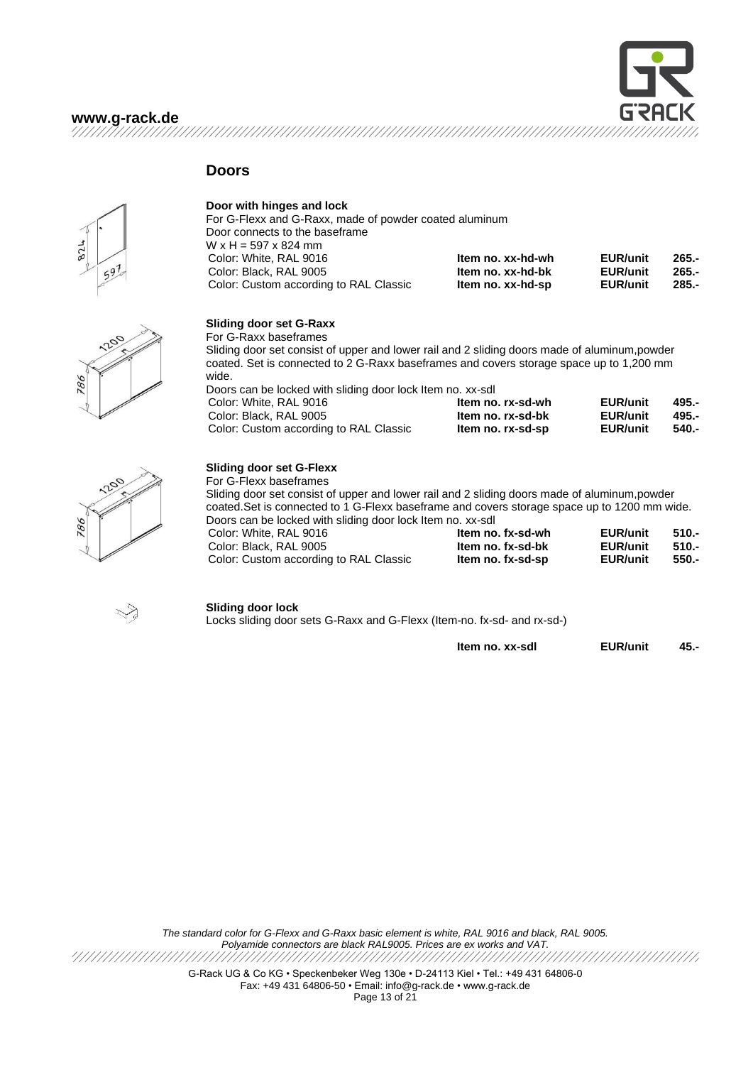## Doors

### Door with hinges and lock

For G-Flexx and G-Raxx, made of powder coated aluminum
Door connects to the baseframe
W x H = 597 x 824 mm

| | | | |
|---|---|---|---|
| Color: White, RAL 9016 | **Item no. xx-hd-wh** | **EUR/unit** | **265.-** |
| Color: Black, RAL 9005 | **Item no. xx-hd-bk** | **EUR/unit** | **265.-** |
| Color: Custom according to RAL Classic | **Item no. xx-hd-sp** | **EUR/unit** | **285.-** |

### Sliding door set G-Raxx

For G-Raxx baseframes
Sliding door set consist of upper and lower rail and 2 sliding doors made of aluminum,powder coated. Set is connected to 2 G-Raxx baseframes and covers storage space up to 1,200 mm wide.
Doors can be locked with sliding door lock Item no. xx-sdl

| | | | |
|---|---|---|---|
| Color: White, RAL 9016 | **Item no. rx-sd-wh** | **EUR/unit** | **495.-** |
| Color: Black, RAL 9005 | **Item no. rx-sd-bk** | **EUR/unit** | **495.-** |
| Color: Custom according to RAL Classic | **Item no. rx-sd-sp** | **EUR/unit** | **540.-** |

### Sliding door set G-Flexx

For G-Flexx baseframes
Sliding door set consist of upper and lower rail and 2 sliding doors made of aluminum,powder coated.Set is connected to 1 G-Flexx baseframe and covers storage space up to 1200 mm wide.
Doors can be locked with sliding door lock Item no. xx-sdl

| | | | |
|---|---|---|---|
| Color: White, RAL 9016 | **Item no. fx-sd-wh** | **EUR/unit** | **510.-** |
| Color: Black, RAL 9005 | **Item no. fx-sd-bk** | **EUR/unit** | **510.-** |
| Color: Custom according to RAL Classic | **Item no. fx-sd-sp** | **EUR/unit** | **550.-** |

### Sliding door lock

Locks sliding door sets G-Raxx and G-Flexx (Item-no. fx-sd- and rx-sd-)

| | | |
|---|---|---|
| **Item no. xx-sdl** | **EUR/unit** | **45.-** |

*The standard color for G-Flexx and G-Raxx basic element is white, RAL 9016 and black, RAL 9005. Polyamide connectors are black RAL9005. Prices are ex works and VAT.*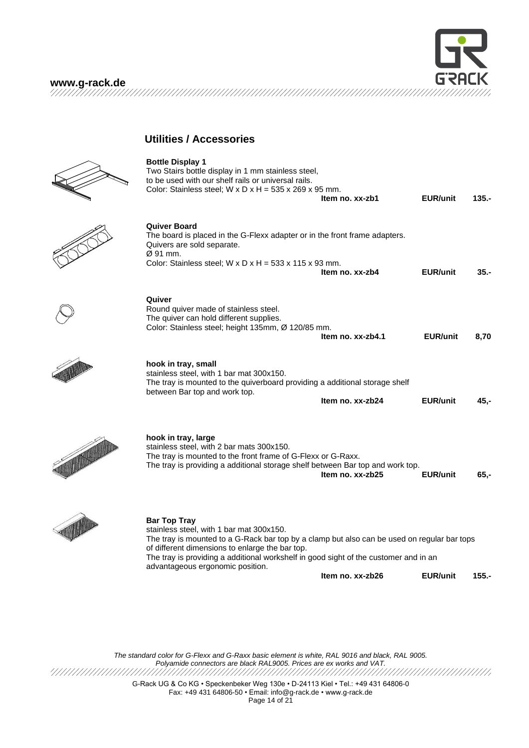## Utilities / Accessories

**Bottle Display 1**
Two Stairs bottle display in 1 mm stainless steel,
to be used with our shelf rails or universal rails.
Color: Stainless steel; W x D x H = 535 x 269 x 95 mm.

**Item no. xx-zb1** **EUR/unit** **135.-**

**Quiver Board**
The board is placed in the G-Flexx adapter or in the front frame adapters.
Quivers are sold separate.
Ø 91 mm.
Color: Stainless steel; W x D x H = 533 x 115 x 93 mm.

**Item no. xx-zb4** **EUR/unit** **35.-**

**Quiver**
Round quiver made of stainless steel.
The quiver can hold different supplies.
Color: Stainless steel; height 135mm, Ø 120/85 mm.

**Item no. xx-zb4.1** **EUR/unit** **8,70**

**hook in tray, small**
stainless steel, with 1 bar mat 300x150.
The tray is mounted to the quiverboard providing a additional storage shelf between Bar top and work top.

**Item no. xx-zb24** **EUR/unit** **45,-**

**hook in tray, large**
stainless steel, with 2 bar mats 300x150.
The tray is mounted to the front frame of G-Flexx or G-Raxx.
The tray is providing a additional storage shelf between Bar top and work top.

**Item no. xx-zb25** **EUR/unit** **65,-**

**Bar Top Tray**
stainless steel, with 1 bar mat 300x150.
The tray is mounted to a G-Rack bar top by a clamp but also can be used on regular bar tops of different dimensions to enlarge the bar top.
The tray is providing a additional workshelf in good sight of the customer and in an advantageous ergonomic position.

**Item no. xx-zb26** **EUR/unit** **155.-**

*The standard color for G-Flexx and G-Raxx basic element is white, RAL 9016 and black, RAL 9005. Polyamide connectors are black RAL9005. Prices are ex works and VAT.*

G-Rack UG & Co KG • Speckenbeker Weg 130e • D-24113 Kiel • Tel.: +49 431 64806-0
Fax: +49 431 64806-50 • Email: info@g-rack.de • www.g-rack.de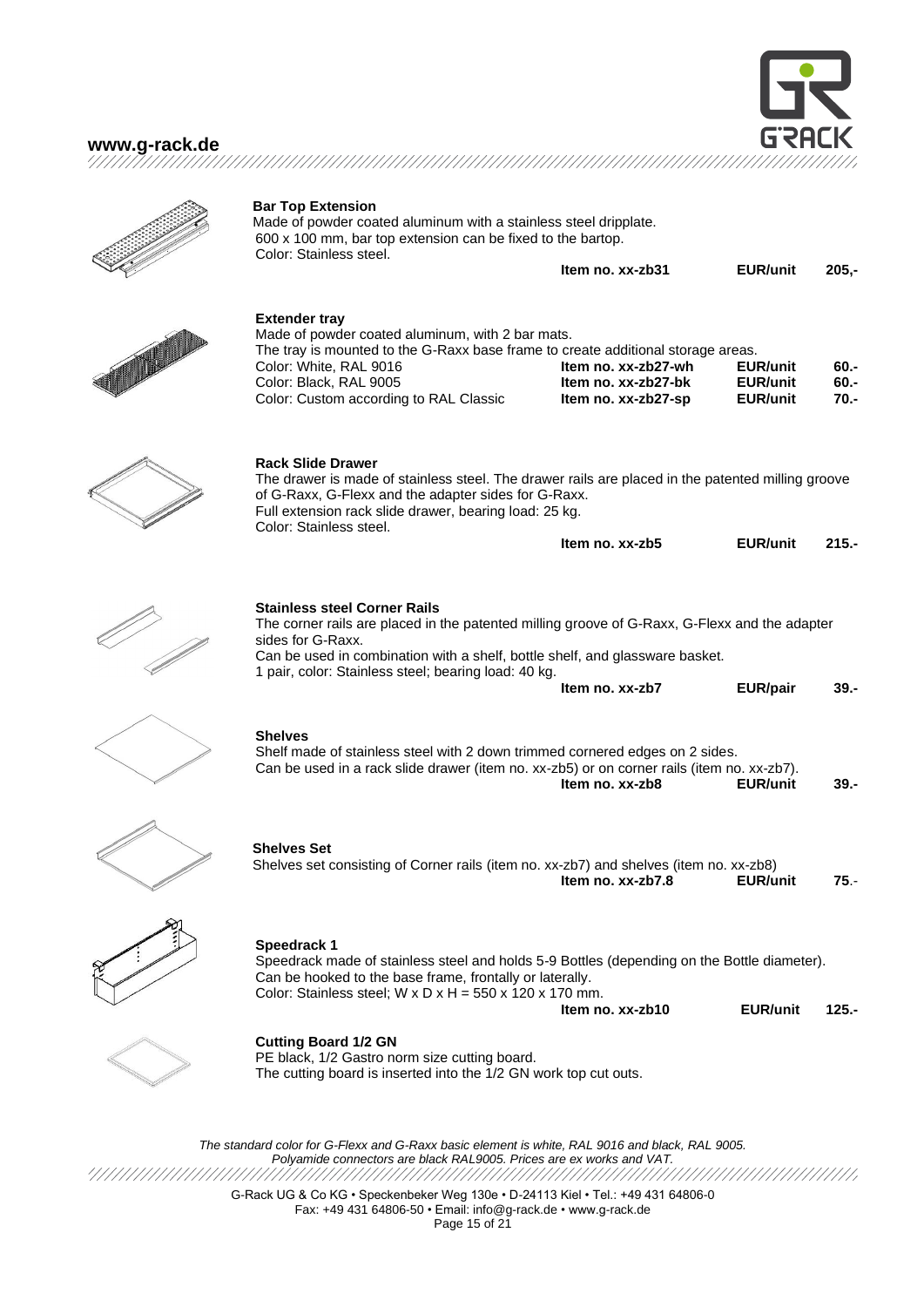### Bar Top Extension

Made of powder coated aluminum with a stainless steel dripplate.
600 x 100 mm, bar top extension can be fixed to the bartop.
Color: Stainless steel.

| | | | |
|---|---|---|---|
| | **Item no. xx-zb31** | **EUR/unit** | **205,-** |

### Extender tray

Made of powder coated aluminum, with 2 bar mats.
The tray is mounted to the G-Raxx base frame to create additional storage areas.

| | | | |
|---|---|---|---|
| Color: White, RAL 9016 | **Item no. xx-zb27-wh** | **EUR/unit** | **60.-** |
| Color: Black, RAL 9005 | **Item no. xx-zb27-bk** | **EUR/unit** | **60.-** |
| Color: Custom according to RAL Classic | **Item no. xx-zb27-sp** | **EUR/unit** | **70.-** |

### Rack Slide Drawer

The drawer is made of stainless steel. The drawer rails are placed in the patented milling groove of G-Raxx, G-Flexx and the adapter sides for G-Raxx.
Full extension rack slide drawer, bearing load: 25 kg.
Color: Stainless steel.

| | | | |
|---|---|---|---|
| | **Item no. xx-zb5** | **EUR/unit** | **215.-** |

### Stainless steel Corner Rails

The corner rails are placed in the patented milling groove of G-Raxx, G-Flexx and the adapter sides for G-Raxx.
Can be used in combination with a shelf, bottle shelf, and glassware basket.
1 pair, color: Stainless steel; bearing load: 40 kg.

| | | | |
|---|---|---|---|
| | **Item no. xx-zb7** | **EUR/pair** | **39.-** |

### Shelves

Shelf made of stainless steel with 2 down trimmed cornered edges on 2 sides.
Can be used in a rack slide drawer (item no. xx-zb5) or on corner rails (item no. xx-zb7).

| | | | |
|---|---|---|---|
| | **Item no. xx-zb8** | **EUR/unit** | **39.-** |

### Shelves Set

Shelves set consisting of Corner rails (item no. xx-zb7) and shelves (item no. xx-zb8)

| | | | |
|---|---|---|---|
| | **Item no. xx-zb7.8** | **EUR/unit** | **75.-** |

### Speedrack 1

Speedrack made of stainless steel and holds 5-9 Bottles (depending on the Bottle diameter).
Can be hooked to the base frame, frontally or laterally.
Color: Stainless steel; W x D x H = 550 x 120 x 170 mm.

| | | | |
|---|---|---|---|
| | **Item no. xx-zb10** | **EUR/unit** | **125.-** |

### Cutting Board 1/2 GN

PE black, 1/2 Gastro norm size cutting board.
The cutting board is inserted into the 1/2 GN work top cut outs.

*The standard color for G-Flexx and G-Raxx basic element is white, RAL 9016 and black, RAL 9005.*
*Polyamide connectors are black RAL9005. Prices are ex works and VAT.*

G-Rack UG & Co KG • Speckenbeker Weg 130e • D-24113 Kiel • Tel.: +49 431 64806-0
Fax: +49 431 64806-50 • Email: info@g-rack.de • www.g-rack.de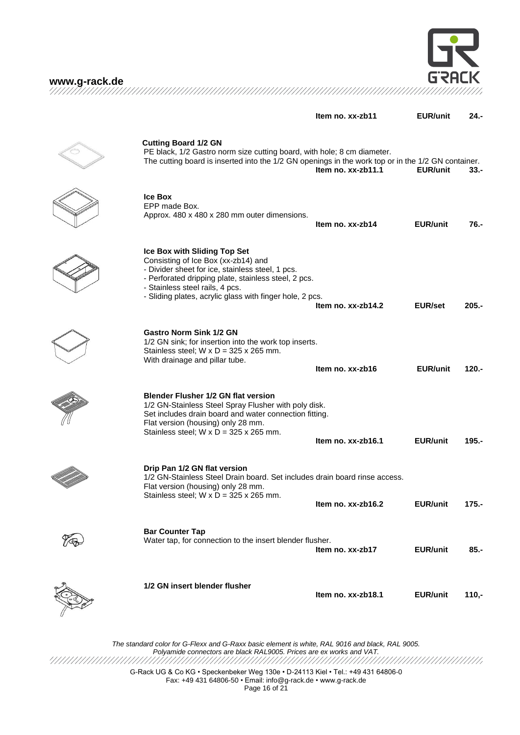Item no. xx-zb11 EUR/unit 24.-

**Cutting Board 1/2 GN**
PE black, 1/2 Gastro norm size cutting board, with hole; 8 cm diameter.
The cutting board is inserted into the 1/2 GN openings in the work top or in the 1/2 GN container.
Item no. xx-zb11.1 EUR/unit 33.-

**Ice Box**
EPP made Box.
Approx. 480 x 480 x 280 mm outer dimensions.
Item no. xx-zb14 EUR/unit 76.-

**Ice Box with Sliding Top Set**
Consisting of Ice Box (xx-zb14) and
- Divider sheet for ice, stainless steel, 1 pcs.
- Perforated dripping plate, stainless steel, 2 pcs.
- Stainless steel rails, 4 pcs.
- Sliding plates, acrylic glass with finger hole, 2 pcs.

Item no. xx-zb14.2 EUR/set 205.-

**Gastro Norm Sink 1/2 GN**
1/2 GN sink; for insertion into the work top inserts.
Stainless steel; W x D = 325 x 265 mm.
With drainage and pillar tube.
Item no. xx-zb16 EUR/unit 120.-

**Blender Flusher 1/2 GN flat version**
1/2 GN-Stainless Steel Spray Flusher with poly disk.
Set includes drain board and water connection fitting.
Flat version (housing) only 28 mm.
Stainless steel; W x D = 325 x 265 mm.
Item no. xx-zb16.1 EUR/unit 195.-

**Drip Pan 1/2 GN flat version**
1/2 GN-Stainless Steel Drain board. Set includes drain board rinse access.
Flat version (housing) only 28 mm.
Stainless steel; W x D = 325 x 265 mm.
Item no. xx-zb16.2 EUR/unit 175.-

**Bar Counter Tap**
Water tap, for connection to the insert blender flusher.
Item no. xx-zb17 EUR/unit 85.-

**1/2 GN insert blender flusher**
Item no. xx-zb18.1 EUR/unit 110,-

*The standard color for G-Flexx and G-Raxx basic element is white, RAL 9016 and black, RAL 9005.*
*Polyamide connectors are black RAL9005. Prices are ex works and VAT.*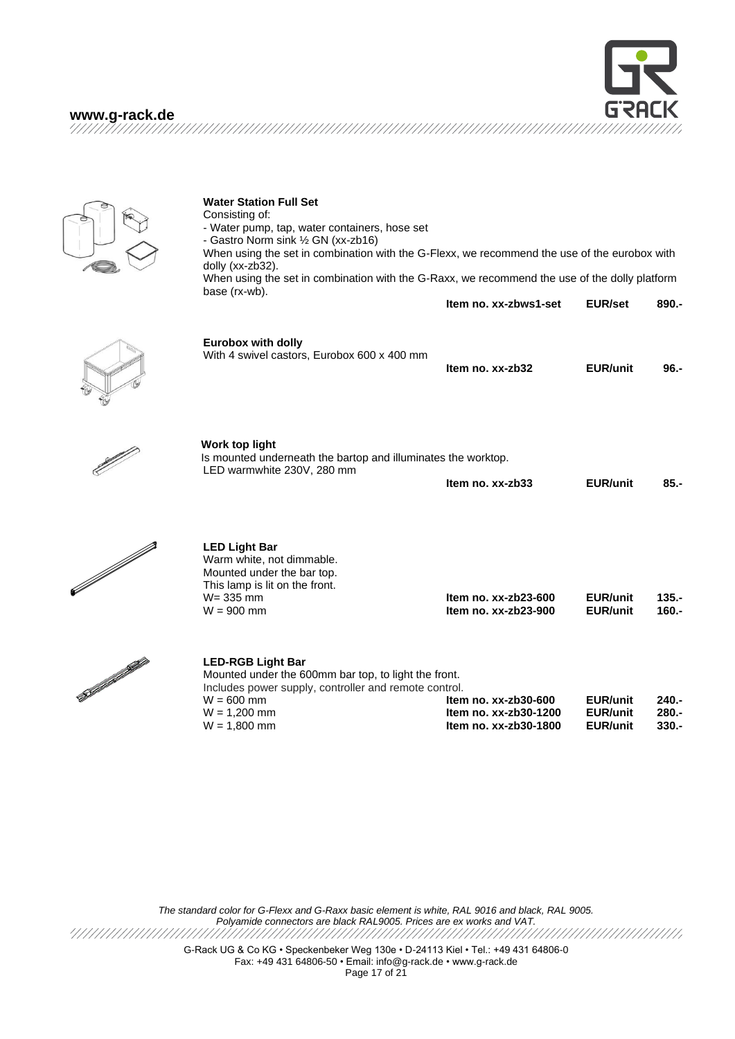### Water Station Full Set

Consisting of:

- Water pump, tap, water containers, hose set
- Gastro Norm sink ½ GN (xx-zb16)

When using the set in combination with the G-Flexx, we recommend the use of the eurobox with dolly (xx-zb32).

When using the set in combination with the G-Raxx, we recommend the use of the dolly platform base (rx-wb).

| | | |
|---|---|---|
| **Item no. xx-zbws1-set** | **EUR/set** | **890.-** |

### Eurobox with dolly

With 4 swivel castors, Eurobox 600 x 400 mm

| | | |
|---|---|---|
| **Item no. xx-zb32** | **EUR/unit** | **96.-** |

### Work top light

Is mounted underneath the bartop and illuminates the worktop.
LED warmwhite 230V, 280 mm

| | | |
|---|---|---|
| **Item no. xx-zb33** | **EUR/unit** | **85.-** |

### LED Light Bar

Warm white, not dimmable.
Mounted under the bar top.
This lamp is lit on the front.

| | | | |
|---|---|---|---|
| W= 335 mm | **Item no. xx-zb23-600** | **EUR/unit** | **135.-** |
| W = 900 mm | **Item no. xx-zb23-900** | **EUR/unit** | **160.-** |

### LED-RGB Light Bar

Mounted under the 600mm bar top, to light the front.
Includes power supply, controller and remote control.

| | | | |
|---|---|---|---|
| W = 600 mm | **Item no. xx-zb30-600** | **EUR/unit** | **240.-** |
| W = 1,200 mm | **Item no. xx-zb30-1200** | **EUR/unit** | **280.-** |
| W = 1,800 mm | **Item no. xx-zb30-1800** | **EUR/unit** | **330.-** |

*The standard color for G-Flexx and G-Raxx basic element is white, RAL 9016 and black, RAL 9005. Polyamide connectors are black RAL9005. Prices are ex works and VAT.*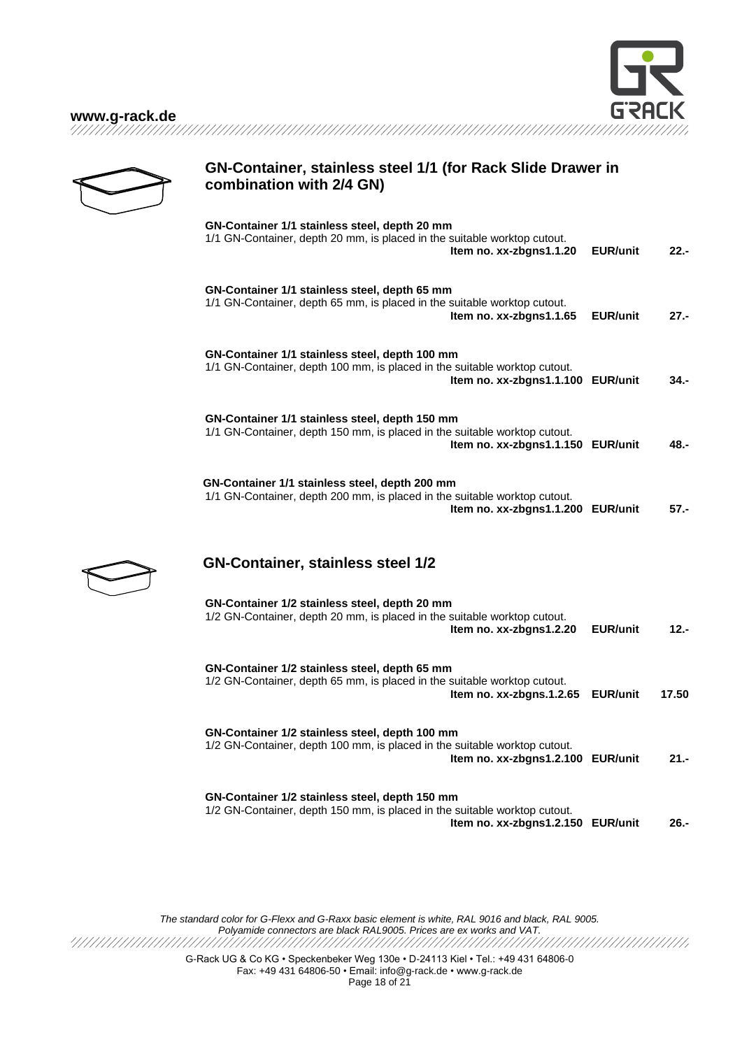## GN-Container, stainless steel 1/1 (for Rack Slide Drawer in combination with 2/4 GN)

**GN-Container 1/1 stainless steel, depth 20 mm**
1/1 GN-Container, depth 20 mm, is placed in the suitable worktop cutout.
**Item no. xx-zbgns1.1.20 EUR/unit 22.-**

**GN-Container 1/1 stainless steel, depth 65 mm**
1/1 GN-Container, depth 65 mm, is placed in the suitable worktop cutout.
**Item no. xx-zbgns1.1.65 EUR/unit 27.-**

**GN-Container 1/1 stainless steel, depth 100 mm**
1/1 GN-Container, depth 100 mm, is placed in the suitable worktop cutout.
**Item no. xx-zbgns1.1.100 EUR/unit 34.-**

**GN-Container 1/1 stainless steel, depth 150 mm**
1/1 GN-Container, depth 150 mm, is placed in the suitable worktop cutout.
**Item no. xx-zbgns1.1.150 EUR/unit 48.-**

**GN-Container 1/1 stainless steel, depth 200 mm**
1/1 GN-Container, depth 200 mm, is placed in the suitable worktop cutout.
**Item no. xx-zbgns1.1.200 EUR/unit 57.-**

## GN-Container, stainless steel 1/2

**GN-Container 1/2 stainless steel, depth 20 mm**
1/2 GN-Container, depth 20 mm, is placed in the suitable worktop cutout.
**Item no. xx-zbgns1.2.20 EUR/unit 12.-**

**GN-Container 1/2 stainless steel, depth 65 mm**
1/2 GN-Container, depth 65 mm, is placed in the suitable worktop cutout.
**Item no. xx-zbgns.1.2.65 EUR/unit 17.50**

**GN-Container 1/2 stainless steel, depth 100 mm**
1/2 GN-Container, depth 100 mm, is placed in the suitable worktop cutout.
**Item no. xx-zbgns1.2.100 EUR/unit 21.-**

**GN-Container 1/2 stainless steel, depth 150 mm**
1/2 GN-Container, depth 150 mm, is placed in the suitable worktop cutout.
**Item no. xx-zbgns1.2.150 EUR/unit 26.-**

*The standard color for G-Flexx and G-Raxx basic element is white, RAL 9016 and black, RAL 9005. Polyamide connectors are black RAL9005. Prices are ex works and VAT.*

G-Rack UG & Co KG • Speckenbeker Weg 130e • D-24113 Kiel • Tel.: +49 431 64806-0
Fax: +49 431 64806-50 • Email: info@g-rack.de • www.g-rack.de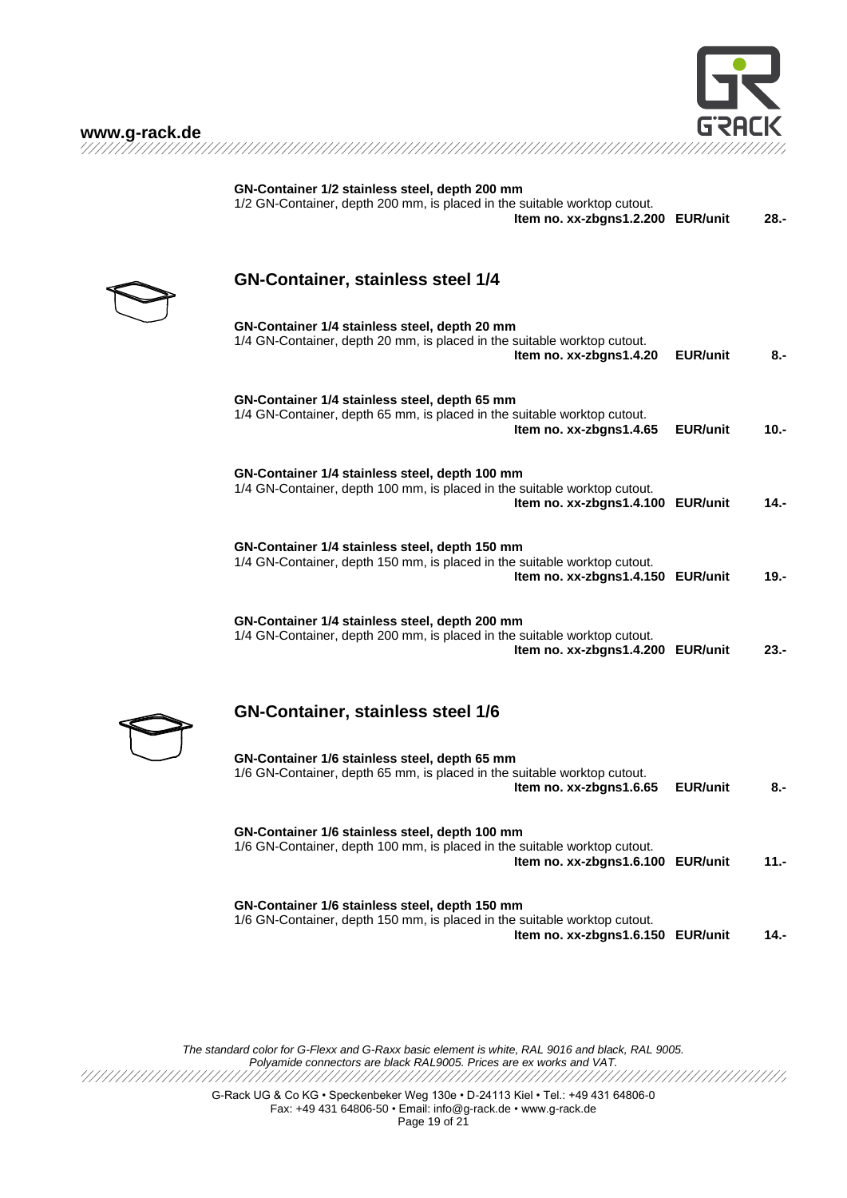**GN-Container 1/2 stainless steel, depth 200 mm**
1/2 GN-Container, depth 200 mm, is placed in the suitable worktop cutout.
**Item no. xx-zbgns1.2.200 EUR/unit 28.-**

## GN-Container, stainless steel 1/4

**GN-Container 1/4 stainless steel, depth 20 mm**
1/4 GN-Container, depth 20 mm, is placed in the suitable worktop cutout.
**Item no. xx-zbgns1.4.20 EUR/unit 8.-**

**GN-Container 1/4 stainless steel, depth 65 mm**
1/4 GN-Container, depth 65 mm, is placed in the suitable worktop cutout.
**Item no. xx-zbgns1.4.65 EUR/unit 10.-**

**GN-Container 1/4 stainless steel, depth 100 mm**
1/4 GN-Container, depth 100 mm, is placed in the suitable worktop cutout.
**Item no. xx-zbgns1.4.100 EUR/unit 14.-**

**GN-Container 1/4 stainless steel, depth 150 mm**
1/4 GN-Container, depth 150 mm, is placed in the suitable worktop cutout.
**Item no. xx-zbgns1.4.150 EUR/unit 19.-**

**GN-Container 1/4 stainless steel, depth 200 mm**
1/4 GN-Container, depth 200 mm, is placed in the suitable worktop cutout.
**Item no. xx-zbgns1.4.200 EUR/unit 23.-**

## GN-Container, stainless steel 1/6

**GN-Container 1/6 stainless steel, depth 65 mm**
1/6 GN-Container, depth 65 mm, is placed in the suitable worktop cutout.
**Item no. xx-zbgns1.6.65 EUR/unit 8.-**

**GN-Container 1/6 stainless steel, depth 100 mm**
1/6 GN-Container, depth 100 mm, is placed in the suitable worktop cutout.
**Item no. xx-zbgns1.6.100 EUR/unit 11.-**

**GN-Container 1/6 stainless steel, depth 150 mm**
1/6 GN-Container, depth 150 mm, is placed in the suitable worktop cutout.
**Item no. xx-zbgns1.6.150 EUR/unit 14.-**

*The standard color for G-Flexx and G-Raxx basic element is white, RAL 9016 and black, RAL 9005. Polyamide connectors are black RAL9005. Prices are ex works and VAT.*

G-Rack UG & Co KG • Speckenbeker Weg 130e • D-24113 Kiel • Tel.: +49 431 64806-0
Fax: +49 431 64806-50 • Email: info@g-rack.de • www.g-rack.de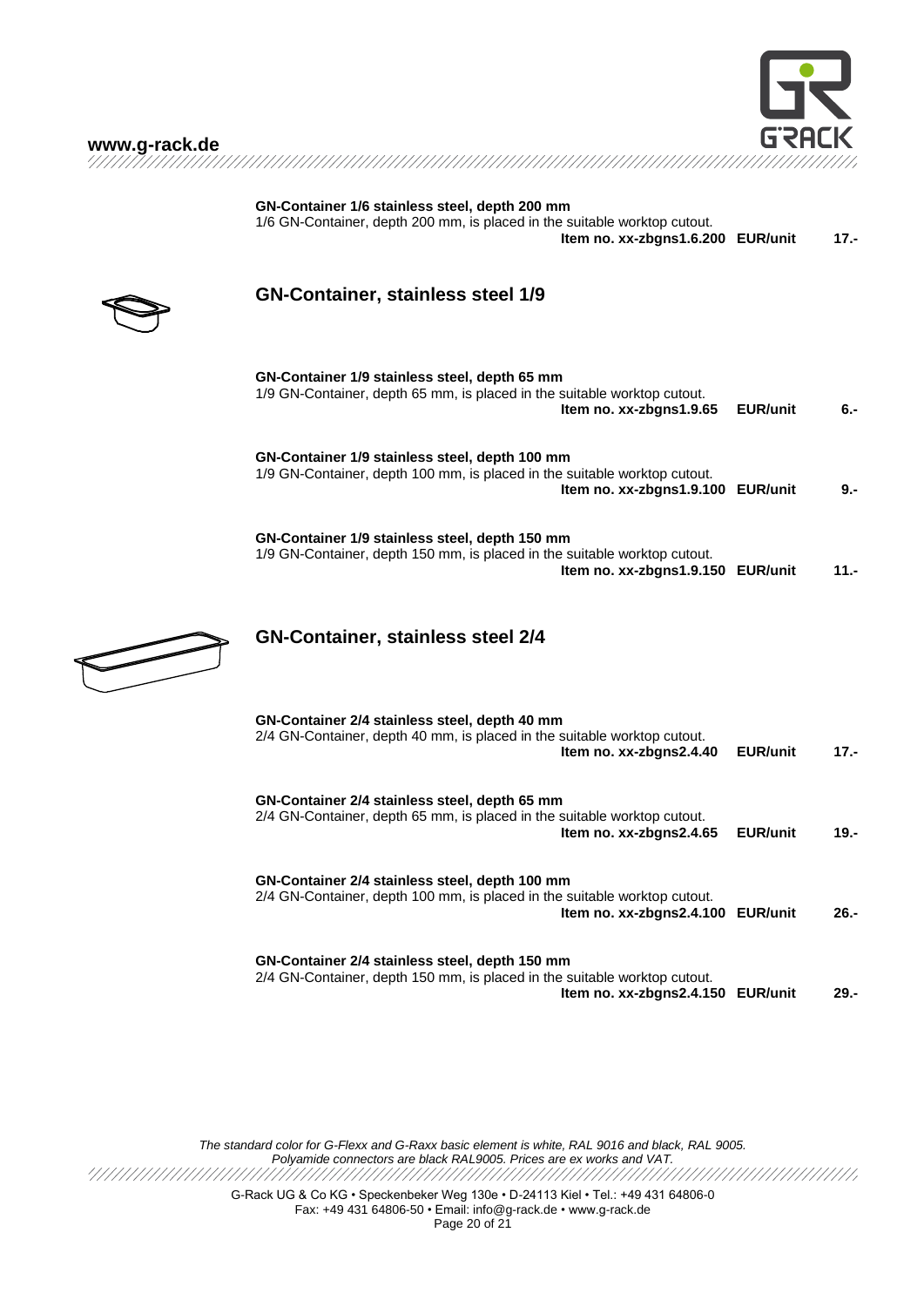**GN-Container 1/6 stainless steel, depth 200 mm**
1/6 GN-Container, depth 200 mm, is placed in the suitable worktop cutout.
**Item no. xx-zbgns1.6.200 EUR/unit 17.-**

## GN-Container, stainless steel 1/9

**GN-Container 1/9 stainless steel, depth 65 mm**
1/9 GN-Container, depth 65 mm, is placed in the suitable worktop cutout.
**Item no. xx-zbgns1.9.65 EUR/unit 6.-**

**GN-Container 1/9 stainless steel, depth 100 mm**
1/9 GN-Container, depth 100 mm, is placed in the suitable worktop cutout.
**Item no. xx-zbgns1.9.100 EUR/unit 9.-**

**GN-Container 1/9 stainless steel, depth 150 mm**
1/9 GN-Container, depth 150 mm, is placed in the suitable worktop cutout.
**Item no. xx-zbgns1.9.150 EUR/unit 11.-**

## GN-Container, stainless steel 2/4

**GN-Container 2/4 stainless steel, depth 40 mm**
2/4 GN-Container, depth 40 mm, is placed in the suitable worktop cutout.
**Item no. xx-zbgns2.4.40 EUR/unit 17.-**

**GN-Container 2/4 stainless steel, depth 65 mm**
2/4 GN-Container, depth 65 mm, is placed in the suitable worktop cutout.
**Item no. xx-zbgns2.4.65 EUR/unit 19.-**

**GN-Container 2/4 stainless steel, depth 100 mm**
2/4 GN-Container, depth 100 mm, is placed in the suitable worktop cutout.
**Item no. xx-zbgns2.4.100 EUR/unit 26.-**

**GN-Container 2/4 stainless steel, depth 150 mm**
2/4 GN-Container, depth 150 mm, is placed in the suitable worktop cutout.
**Item no. xx-zbgns2.4.150 EUR/unit 29.-**

*The standard color for G-Flexx and G-Raxx basic element is white, RAL 9016 and black, RAL 9005. Polyamide connectors are black RAL9005. Prices are ex works and VAT.*

G-Rack UG & Co KG • Speckenbeker Weg 130e • D-24113 Kiel • Tel.: +49 431 64806-0
Fax: +49 431 64806-50 • Email: info@g-rack.de • www.g-rack.de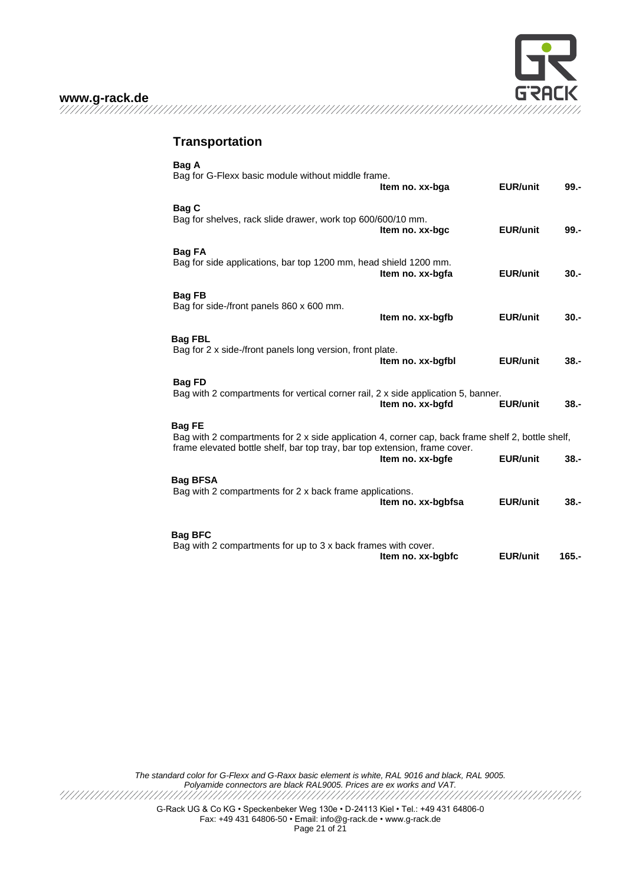## Transportation

**Bag A**
Bag for G-Flexx basic module without middle frame.
**Item no. xx-bga** **EUR/unit** **99.-**

**Bag C**
Bag for shelves, rack slide drawer, work top 600/600/10 mm.
**Item no. xx-bgc** **EUR/unit** **99.-**

**Bag FA**
Bag for side applications, bar top 1200 mm, head shield 1200 mm.
**Item no. xx-bgfa** **EUR/unit** **30.-**

**Bag FB**
Bag for side-/front panels 860 x 600 mm.
**Item no. xx-bgfb** **EUR/unit** **30.-**

**Bag FBL**
Bag for 2 x side-/front panels long version, front plate.
**Item no. xx-bgfbl** **EUR/unit** **38.-**

**Bag FD**
Bag with 2 compartments for vertical corner rail, 2 x side application 5, banner.
**Item no. xx-bgfd** **EUR/unit** **38.-**

**Bag FE**
Bag with 2 compartments for 2 x side application 4, corner cap, back frame shelf 2, bottle shelf, frame elevated bottle shelf, bar top tray, bar top extension, frame cover.
**Item no. xx-bgfe** **EUR/unit** **38.-**

**Bag BFSA**
Bag with 2 compartments for 2 x back frame applications.
**Item no. xx-bgbfsa** **EUR/unit** **38.-**

**Bag BFC**
Bag with 2 compartments for up to 3 x back frames with cover.
**Item no. xx-bgbfc** **EUR/unit** **165.-**

*The standard color for G-Flexx and G-Raxx basic element is white, RAL 9016 and black, RAL 9005. Polyamide connectors are black RAL9005. Prices are ex works and VAT.*

G-Rack UG & Co KG • Speckenbeker Weg 130e • D-24113 Kiel • Tel.: +49 431 64806-0
Fax: +49 431 64806-50 • Email: info@g-rack.de • www.g-rack.de